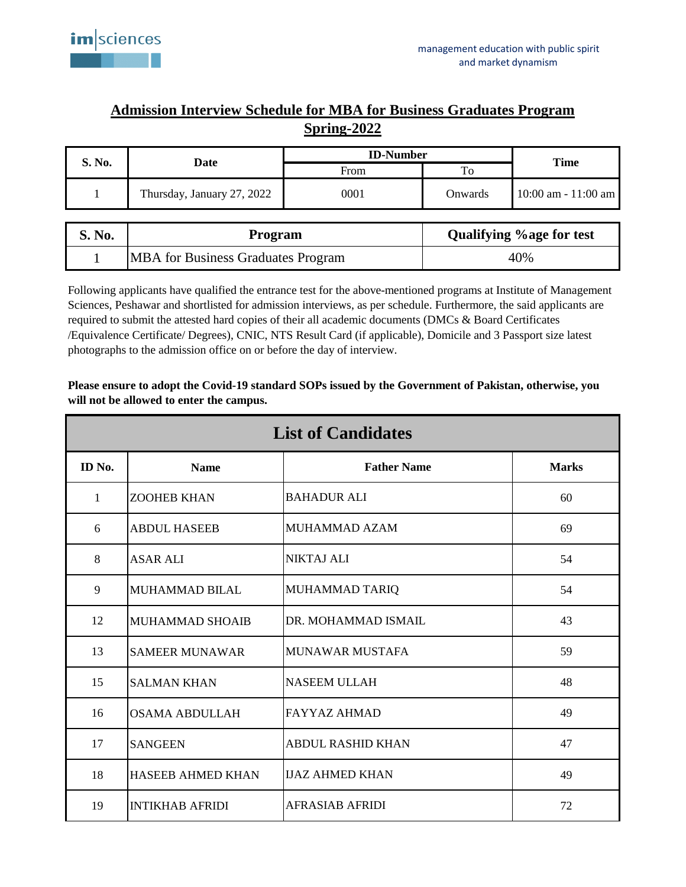imsciences

management education with public spirit and market dynamism

# Admission Interview Schedule for MBA for Business Graduates Program Spring-2022

| S. No. | Date | ID-Number | | Time |
|---|---|---|---|---|
| | | From | To | |
| 1 | Thursday, January 27, 2022 | 0001 | Onwards | 10:00 am - 11:00 am |

| S. No. | Program | Qualifying %age for test |
|---|---|---|
| 1 | MBA for Business Graduates Program | 40% |

Following applicants have qualified the entrance test for the above-mentioned programs at Institute of Management Sciences, Peshawar and shortlisted for admission interviews, as per schedule. Furthermore, the said applicants are required to submit the attested hard copies of their all academic documents (DMCs & Board Certificates /Equivalence Certificate/ Degrees), CNIC, NTS Result Card (if applicable), Domicile and 3 Passport size latest photographs to the admission office on or before the day of interview.

**Please ensure to adopt the Covid-19 standard SOPs issued by the Government of Pakistan, otherwise, you will not be allowed to enter the campus.**

## List of Candidates

| ID No. | Name | Father Name | Marks |
|---|---|---|---|
| 1 | ZOOHEB KHAN | BAHADUR ALI | 60 |
| 6 | ABDUL HASEEB | MUHAMMAD AZAM | 69 |
| 8 | ASAR ALI | NIKTAJ ALI | 54 |
| 9 | MUHAMMAD BILAL | MUHAMMAD TARIQ | 54 |
| 12 | MUHAMMAD SHOAIB | DR. MOHAMMAD ISMAIL | 43 |
| 13 | SAMEER MUNAWAR | MUNAWAR MUSTAFA | 59 |
| 15 | SALMAN KHAN | NASEEM ULLAH | 48 |
| 16 | OSAMA ABDULLAH | FAYYAZ AHMAD | 49 |
| 17 | SANGEEN | ABDUL RASHID KHAN | 47 |
| 18 | HASEEB AHMED KHAN | IJAZ AHMED KHAN | 49 |
| 19 | INTIKHAB AFRIDI | AFRASIAB AFRIDI | 72 |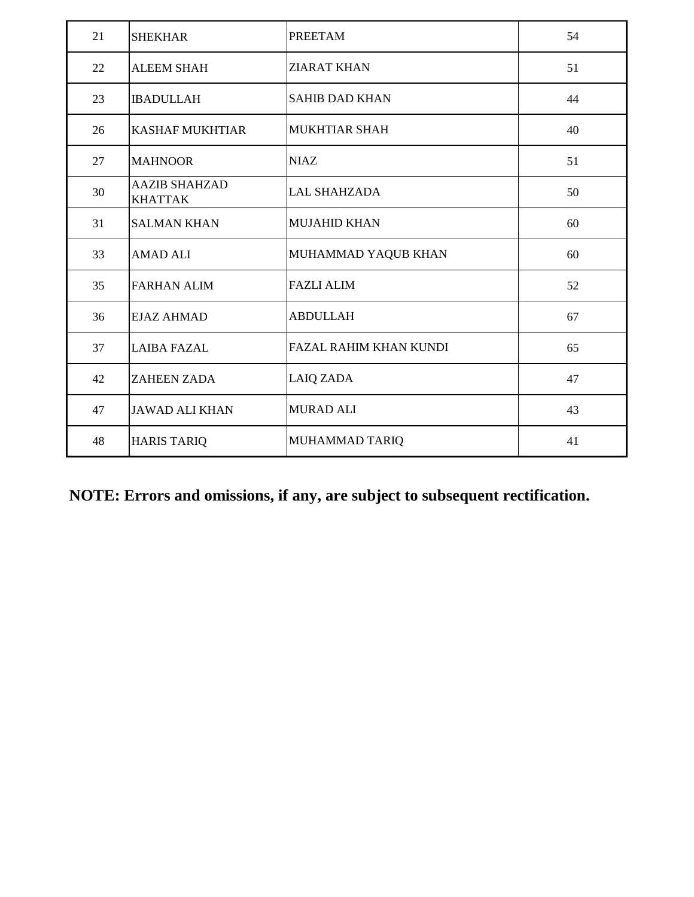| | | | |
|---|---|---|---|
| 21 | SHEKHAR | PREETAM | 54 |
| 22 | ALEEM SHAH | ZIARAT KHAN | 51 |
| 23 | IBADULLAH | SAHIB DAD KHAN | 44 |
| 26 | KASHAF MUKHTIAR | MUKHTIAR SHAH | 40 |
| 27 | MAHNOOR | NIAZ | 51 |
| 30 | AAZIB SHAHZAD KHATTAK | LAL SHAHZADA | 50 |
| 31 | SALMAN KHAN | MUJAHID KHAN | 60 |
| 33 | AMAD ALI | MUHAMMAD YAQUB KHAN | 60 |
| 35 | FARHAN ALIM | FAZLI ALIM | 52 |
| 36 | EJAZ AHMAD | ABDULLAH | 67 |
| 37 | LAIBA FAZAL | FAZAL RAHIM KHAN KUNDI | 65 |
| 42 | ZAHEEN ZADA | LAIQ ZADA | 47 |
| 47 | JAWAD ALI KHAN | MURAD ALI | 43 |
| 48 | HARIS TARIQ | MUHAMMAD TARIQ | 41 |

**NOTE: Errors and omissions, if any, are subject to subsequent rectification.**